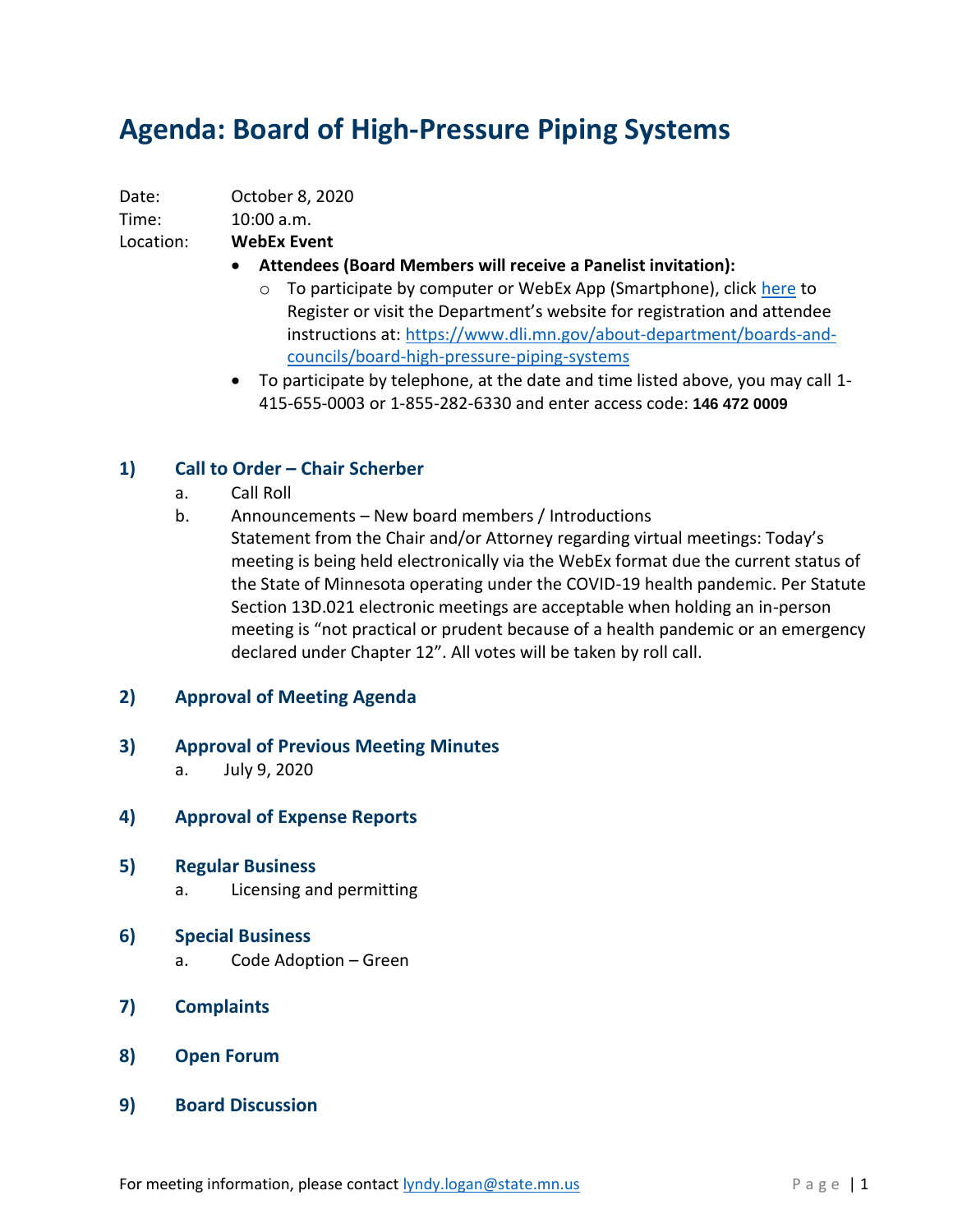# Agenda: Board of High-Pressure Piping Systems

Date: October 8, 2020

Time: 10:00 a.m.

Location: **WebEx Event**

- **Attendees (Board Members will receive a Panelist invitation):**
  - To participate by computer or WebEx App (Smartphone), click here to Register or visit the Department's website for registration and attendee instructions at: https://www.dli.mn.gov/about-department/boards-and-councils/board-high-pressure-piping-systems
- To participate by telephone, at the date and time listed above, you may call 1-415-655-0003 or 1-855-282-6330 and enter access code: **146 472 0009**

## 1) Call to Order – Chair Scherber

a. Call Roll

b. Announcements – New board members / Introductions

Statement from the Chair and/or Attorney regarding virtual meetings: Today's meeting is being held electronically via the WebEx format due the current status of the State of Minnesota operating under the COVID-19 health pandemic. Per Statute Section 13D.021 electronic meetings are acceptable when holding an in-person meeting is "not practical or prudent because of a health pandemic or an emergency declared under Chapter 12". All votes will be taken by roll call.

## 2) Approval of Meeting Agenda

## 3) Approval of Previous Meeting Minutes

a. July 9, 2020

## 4) Approval of Expense Reports

## 5) Regular Business

a. Licensing and permitting

## 6) Special Business

a. Code Adoption – Green

## 7) Complaints

## 8) Open Forum

## 9) Board Discussion

For meeting information, please contact lyndy.logan@state.mn.us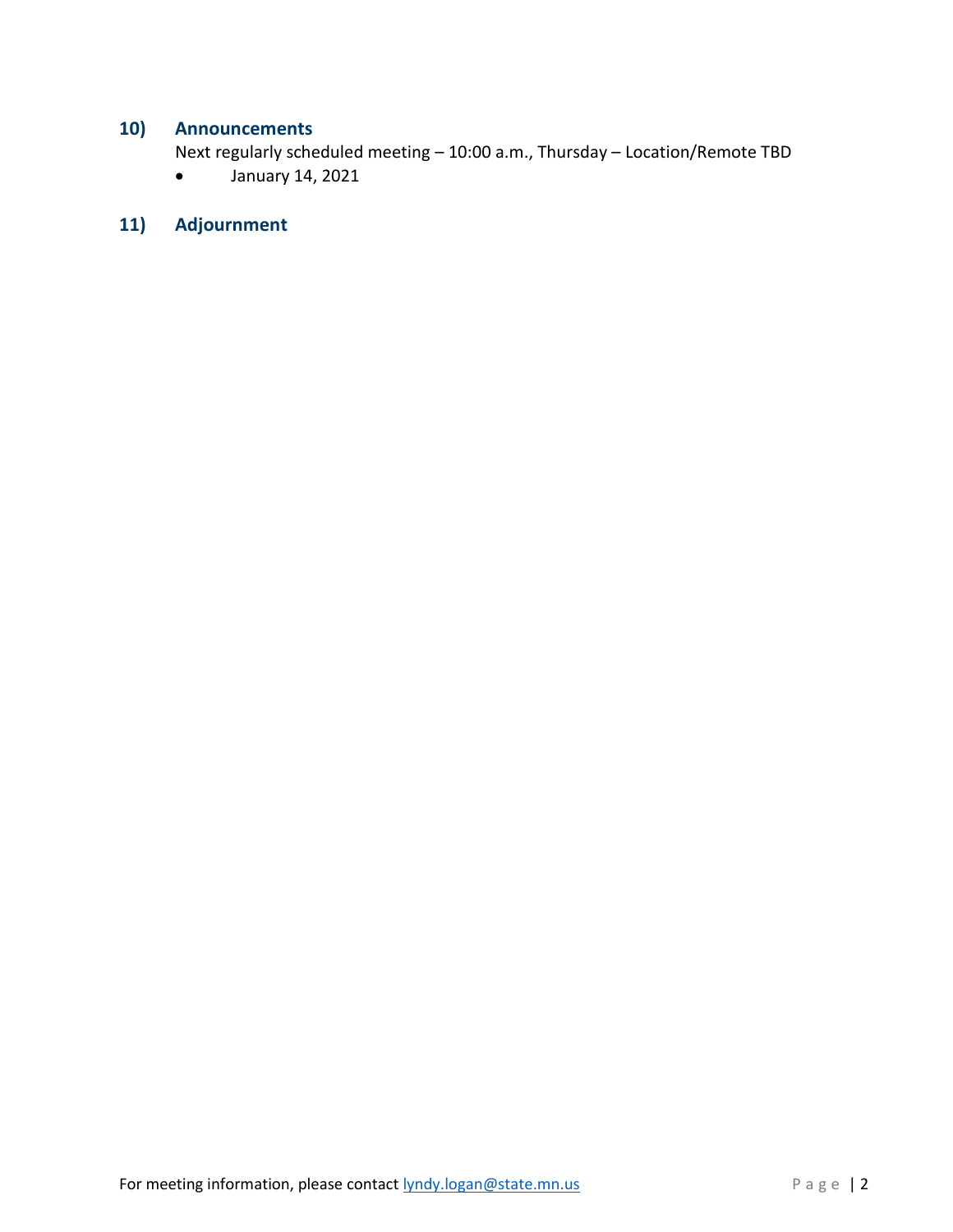## 10) Announcements

Next regularly scheduled meeting – 10:00 a.m., Thursday – Location/Remote TBD

- January 14, 2021

## 11) Adjournment